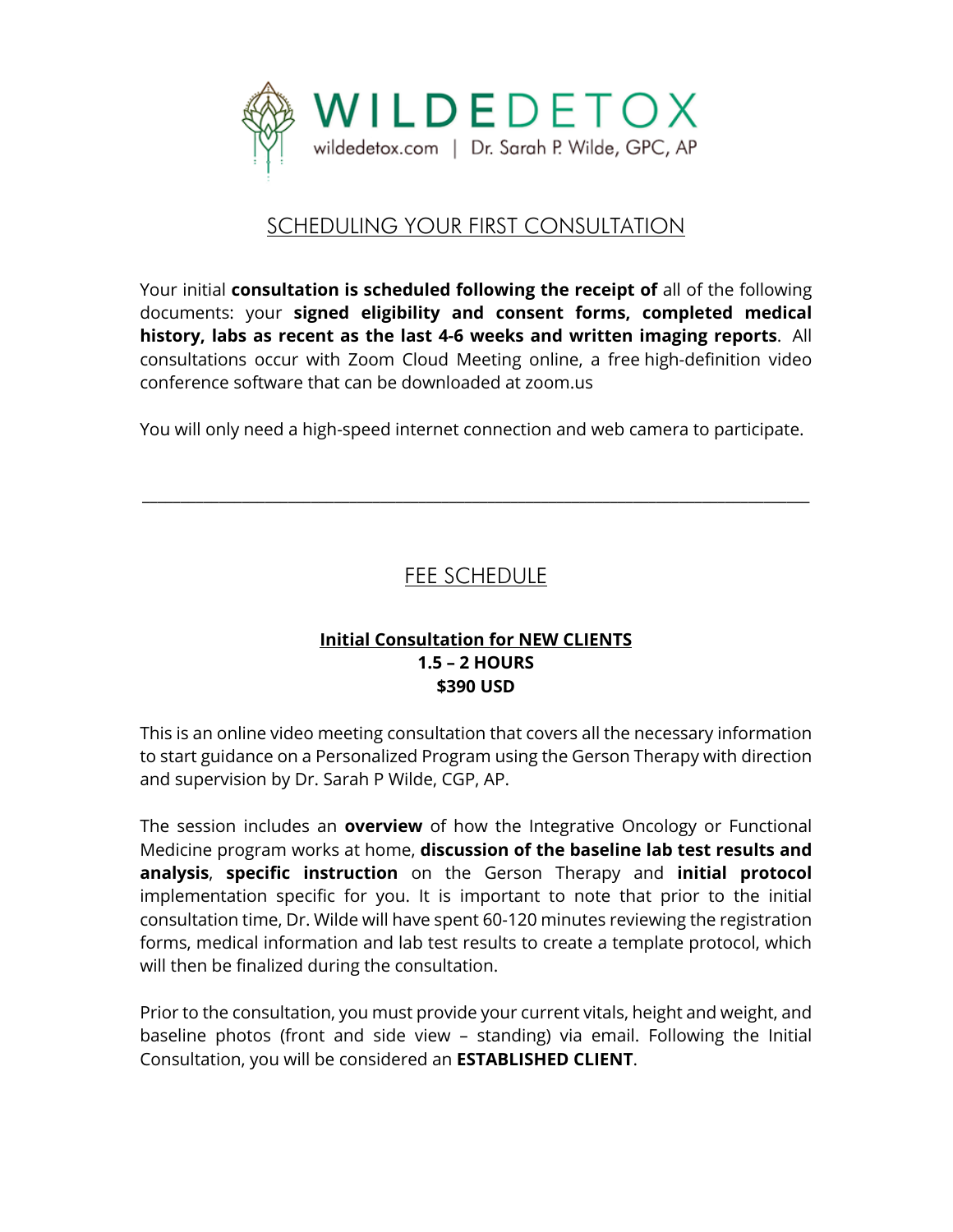# WILDEDETOX

wildedetox.com | Dr. Sarah P. Wilde, GPC, AP

## SCHEDULING YOUR FIRST CONSULTATION

Your initial **consultation is scheduled following the receipt of** all of the following documents: your **signed eligibility and consent forms, completed medical history, labs as recent as the last 4-6 weeks and written imaging reports**. All consultations occur with Zoom Cloud Meeting online, a free high-definition video conference software that can be downloaded at zoom.us

You will only need a high-speed internet connection and web camera to participate.

---

## FEE SCHEDULE

**Initial Consultation for NEW CLIENTS**
**1.5 – 2 HOURS**
**$390 USD**

This is an online video meeting consultation that covers all the necessary information to start guidance on a Personalized Program using the Gerson Therapy with direction and supervision by Dr. Sarah P Wilde, CGP, AP.

The session includes an **overview** of how the Integrative Oncology or Functional Medicine program works at home, **discussion of the baseline lab test results and analysis**, **specific instruction** on the Gerson Therapy and **initial protocol** implementation specific for you. It is important to note that prior to the initial consultation time, Dr. Wilde will have spent 60-120 minutes reviewing the registration forms, medical information and lab test results to create a template protocol, which will then be finalized during the consultation.

Prior to the consultation, you must provide your current vitals, height and weight, and baseline photos (front and side view – standing) via email. Following the Initial Consultation, you will be considered an **ESTABLISHED CLIENT**.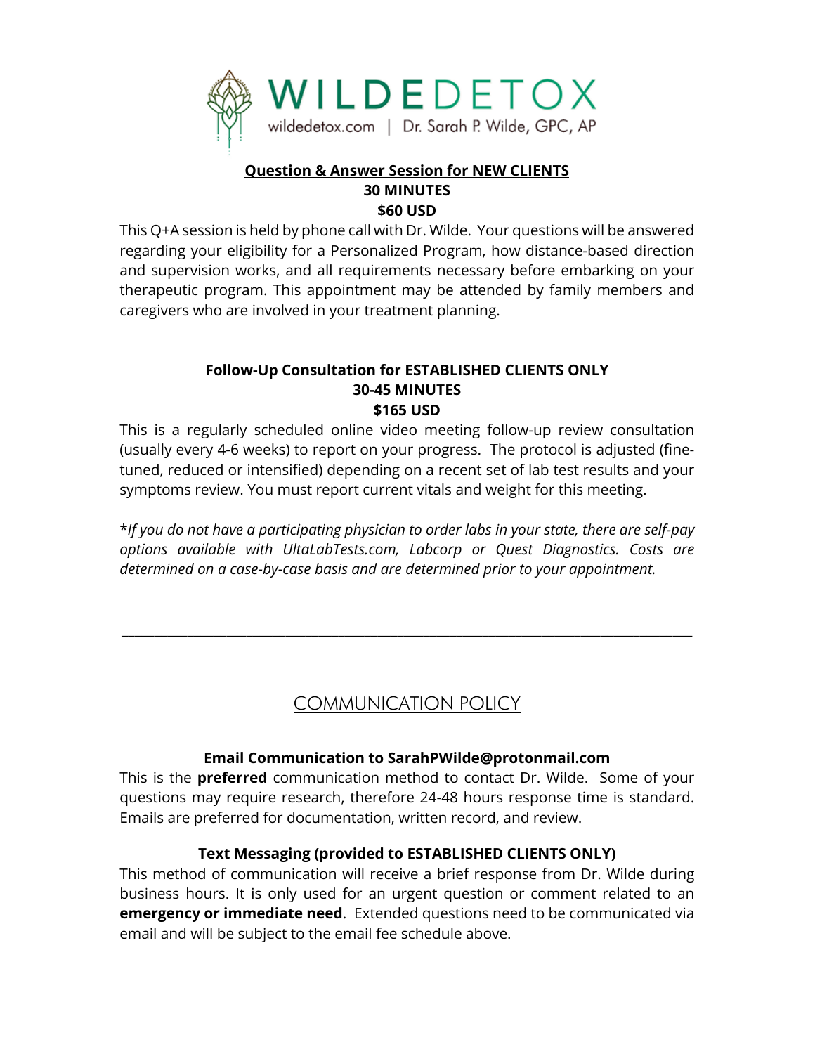# WILDEDETOX

wildedetox.com | Dr. Sarah P. Wilde, GPC, AP

**Question & Answer Session for NEW CLIENTS**
**30 MINUTES**
**$60 USD**

This Q+A session is held by phone call with Dr. Wilde. Your questions will be answered regarding your eligibility for a Personalized Program, how distance-based direction and supervision works, and all requirements necessary before embarking on your therapeutic program. This appointment may be attended by family members and caregivers who are involved in your treatment planning.

**Follow-Up Consultation for ESTABLISHED CLIENTS ONLY**
**30-45 MINUTES**
**$165 USD**

This is a regularly scheduled online video meeting follow-up review consultation (usually every 4-6 weeks) to report on your progress. The protocol is adjusted (fine-tuned, reduced or intensified) depending on a recent set of lab test results and your symptoms review. You must report current vitals and weight for this meeting.

*\*If you do not have a participating physician to order labs in your state, there are self-pay options available with UltaLabTests.com, Labcorp or Quest Diagnostics. Costs are determined on a case-by-case basis and are determined prior to your appointment.*

---

## COMMUNICATION POLICY

**Email Communication to SarahPWilde@protonmail.com**

This is the **preferred** communication method to contact Dr. Wilde. Some of your questions may require research, therefore 24-48 hours response time is standard. Emails are preferred for documentation, written record, and review.

**Text Messaging (provided to ESTABLISHED CLIENTS ONLY)**

This method of communication will receive a brief response from Dr. Wilde during business hours. It is only used for an urgent question or comment related to an **emergency or immediate need**. Extended questions need to be communicated via email and will be subject to the email fee schedule above.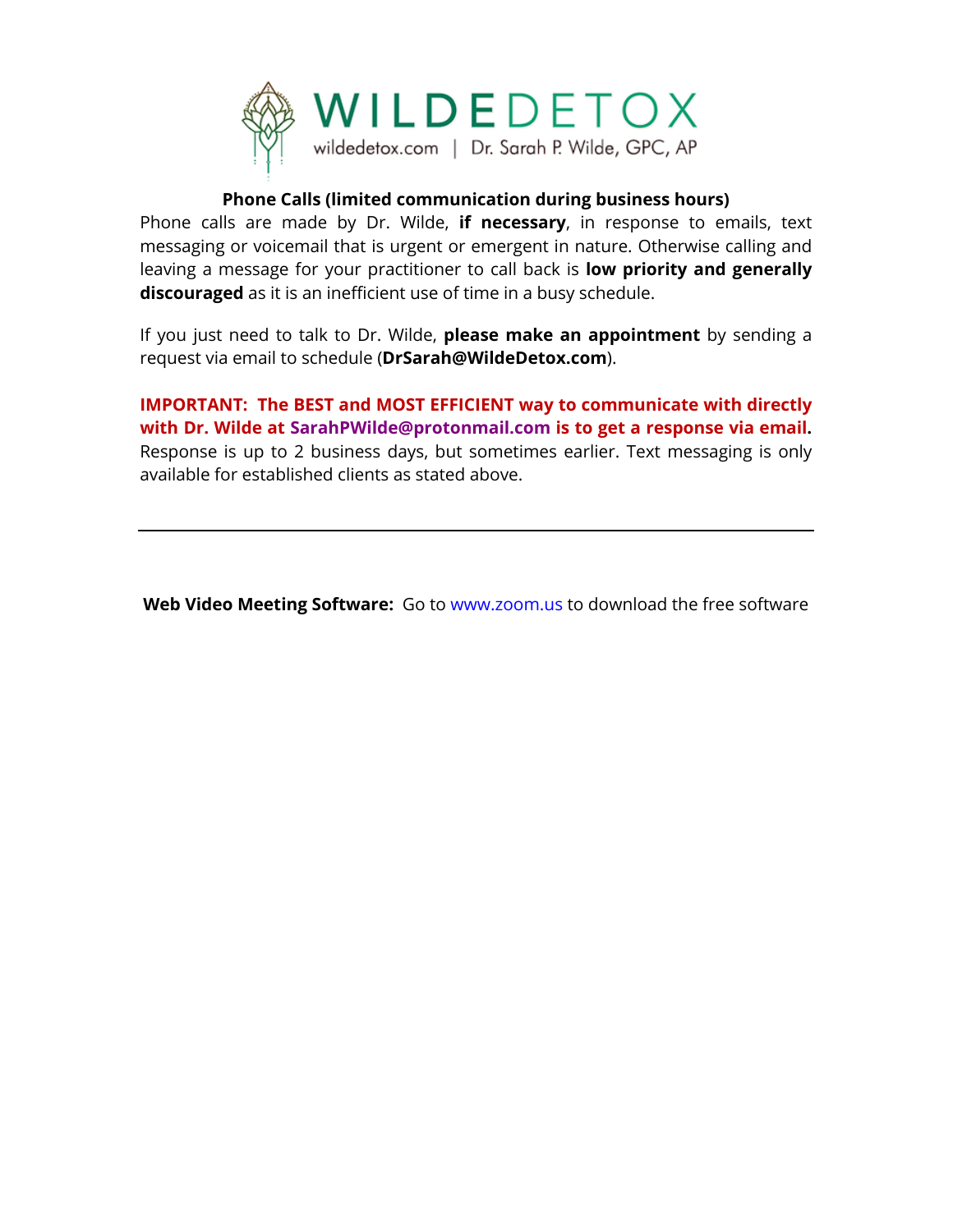WILDEDETOX

wildedetox.com | Dr. Sarah P. Wilde, GPC, AP

**Phone Calls (limited communication during business hours)**

Phone calls are made by Dr. Wilde, **if necessary**, in response to emails, text messaging or voicemail that is urgent or emergent in nature. Otherwise calling and leaving a message for your practitioner to call back is **low priority and generally discouraged** as it is an inefficient use of time in a busy schedule.

If you just need to talk to Dr. Wilde, **please make an appointment** by sending a request via email to schedule (**DrSarah@WildeDetox.com**).

**IMPORTANT: The BEST and MOST EFFICIENT way to communicate with directly with Dr. Wilde at SarahPWilde@protonmail.com is to get a response via email.** Response is up to 2 business days, but sometimes earlier. Text messaging is only available for established clients as stated above.

---

**Web Video Meeting Software:** Go to www.zoom.us to download the free software